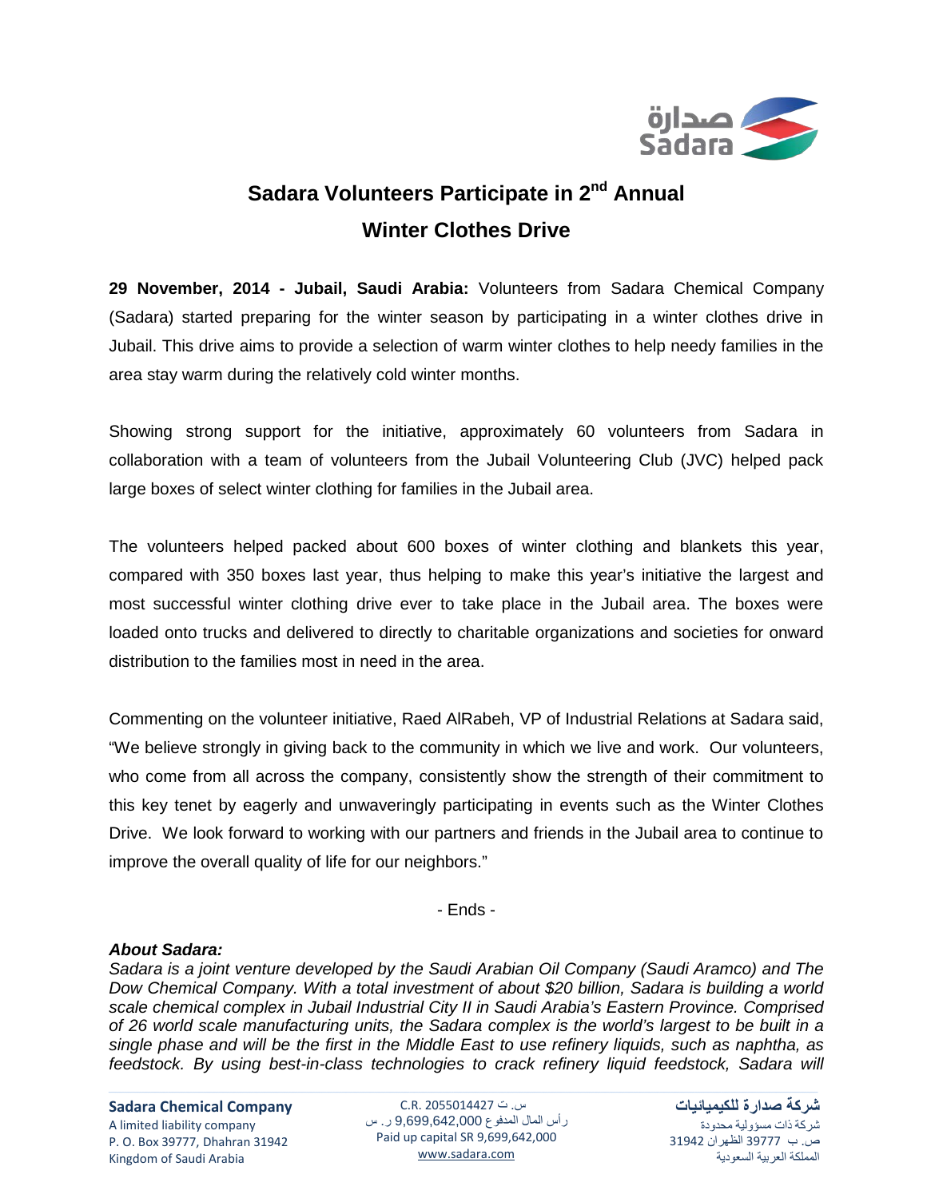# Sadara Volunteers Participate in 2nd Annual Winter Clothes Drive

**29 November, 2014 - Jubail, Saudi Arabia:** Volunteers from Sadara Chemical Company (Sadara) started preparing for the winter season by participating in a winter clothes drive in Jubail. This drive aims to provide a selection of warm winter clothes to help needy families in the area stay warm during the relatively cold winter months.

Showing strong support for the initiative, approximately 60 volunteers from Sadara in collaboration with a team of volunteers from the Jubail Volunteering Club (JVC) helped pack large boxes of select winter clothing for families in the Jubail area.

The volunteers helped packed about 600 boxes of winter clothing and blankets this year, compared with 350 boxes last year, thus helping to make this year's initiative the largest and most successful winter clothing drive ever to take place in the Jubail area. The boxes were loaded onto trucks and delivered to directly to charitable organizations and societies for onward distribution to the families most in need in the area.

Commenting on the volunteer initiative, Raed AlRabeh, VP of Industrial Relations at Sadara said, "We believe strongly in giving back to the community in which we live and work. Our volunteers, who come from all across the company, consistently show the strength of their commitment to this key tenet by eagerly and unwaveringly participating in events such as the Winter Clothes Drive. We look forward to working with our partners and friends in the Jubail area to continue to improve the overall quality of life for our neighbors."

- Ends -

***About Sadara:***
*Sadara is a joint venture developed by the Saudi Arabian Oil Company (Saudi Aramco) and The Dow Chemical Company. With a total investment of about $20 billion, Sadara is building a world scale chemical complex in Jubail Industrial City II in Saudi Arabia's Eastern Province. Comprised of 26 world scale manufacturing units, the Sadara complex is the world's largest to be built in a single phase and will be the first in the Middle East to use refinery liquids, such as naphtha, as feedstock. By using best-in-class technologies to crack refinery liquid feedstock, Sadara will*

**Sadara Chemical Company**
A limited liability company
P. O. Box 39777, Dhahran 31942
Kingdom of Saudi Arabia

C.R. 2055014427 س. ت
رأس المال المدفوع 9,699,642,000 ر. س
Paid up capital SR 9,699,642,000
www.sadara.com

**شركة صدارة للكيميائيات**
شركة ذات مسؤولية محدودة
ص. ب 39777 الظهران 31942
المملكة العربية السعودية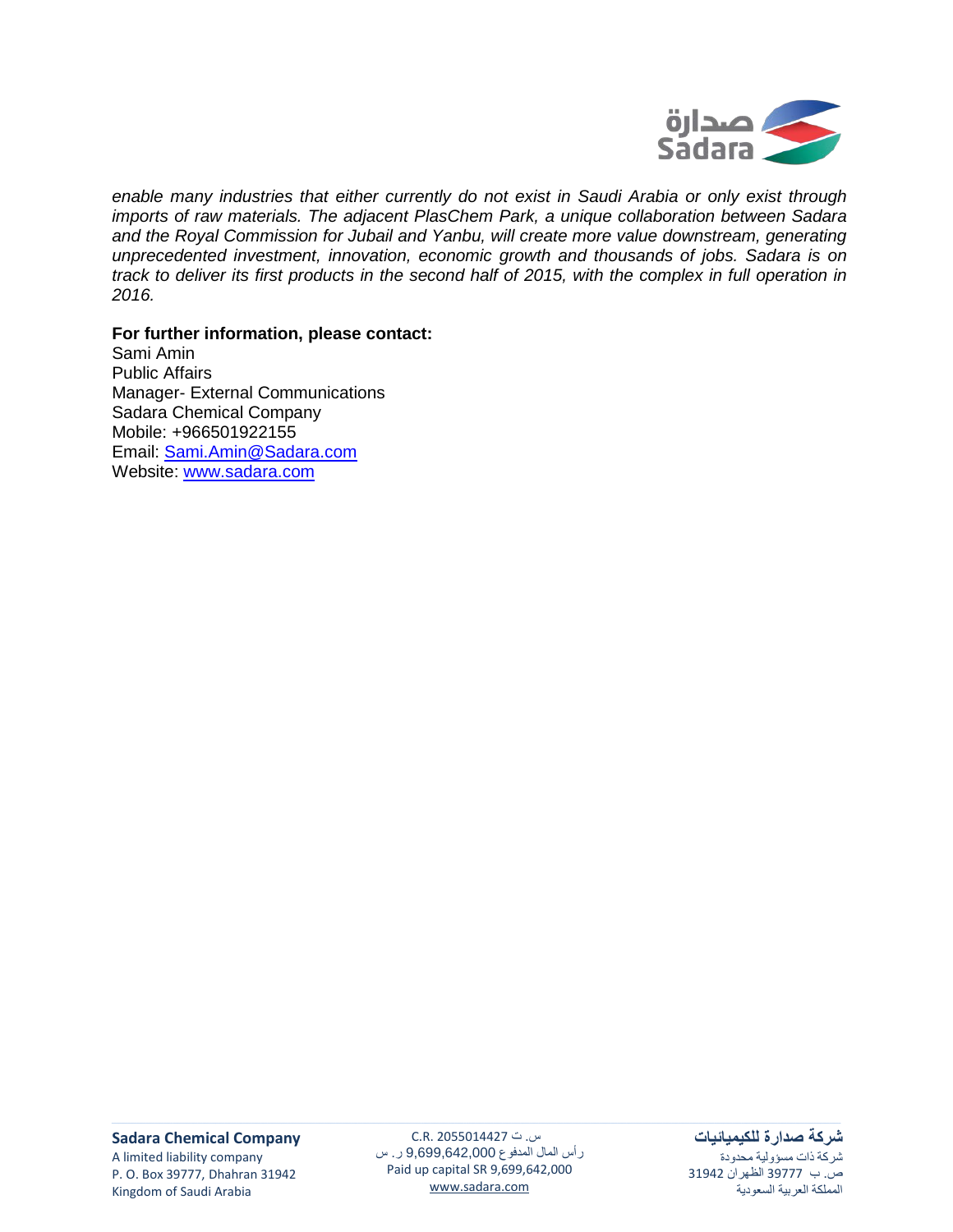*enable many industries that either currently do not exist in Saudi Arabia or only exist through imports of raw materials. The adjacent PlasChem Park, a unique collaboration between Sadara and the Royal Commission for Jubail and Yanbu, will create more value downstream, generating unprecedented investment, innovation, economic growth and thousands of jobs. Sadara is on track to deliver its first products in the second half of 2015, with the complex in full operation in 2016.*

**For further information, please contact:**

Sami Amin
Public Affairs
Manager- External Communications
Sadara Chemical Company
Mobile: +966501922155
Email: Sami.Amin@Sadara.com
Website: www.sadara.com